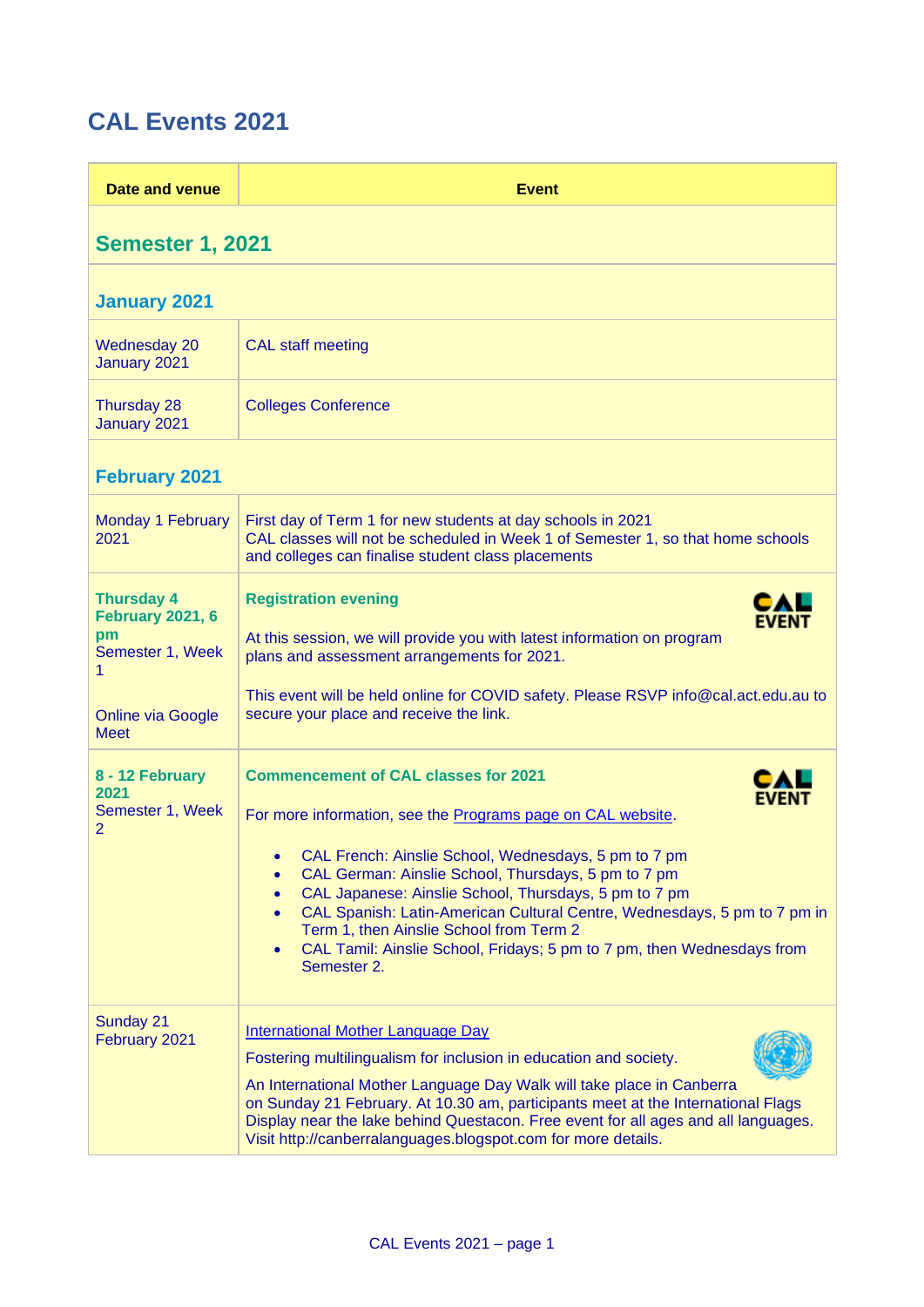# CAL Events 2021

| Date and venue | Event |
|---|---|
| **Semester 1, 2021** | |
| **January 2021** | |
| Wednesday 20 January 2021 | CAL staff meeting |
| Thursday 28 January 2021 | Colleges Conference |
| **February 2021** | |
| Monday 1 February 2021 | First day of Term 1 for new students at day schools in 2021<br>CAL classes will not be scheduled in Week 1 of Semester 1, so that home schools and colleges can finalise student class placements |
| **Thursday 4 February 2021, 6 pm**<br>Semester 1, Week 1<br><br>Online via Google Meet | **Registration evening** CAL EVENT<br><br>At this session, we will provide you with latest information on program plans and assessment arrangements for 2021.<br><br>This event will be held online for COVID safety. Please RSVP info@cal.act.edu.au to secure your place and receive the link. |
| **8 - 12 February 2021**<br>Semester 1, Week 2 | **Commencement of CAL classes for 2021** CAL EVENT<br><br>For more information, see the Programs page on CAL website.<br><br>• CAL French: Ainslie School, Wednesdays, 5 pm to 7 pm<br>• CAL German: Ainslie School, Thursdays, 5 pm to 7 pm<br>• CAL Japanese: Ainslie School, Thursdays, 5 pm to 7 pm<br>• CAL Spanish: Latin-American Cultural Centre, Wednesdays, 5 pm to 7 pm in Term 1, then Ainslie School from Term 2<br>• CAL Tamil: Ainslie School, Fridays; 5 pm to 7 pm, then Wednesdays from Semester 2. |
| Sunday 21 February 2021 | International Mother Language Day<br><br>Fostering multilingualism for inclusion in education and society.<br><br>An International Mother Language Day Walk will take place in Canberra on Sunday 21 February. At 10.30 am, participants meet at the International Flags Display near the lake behind Questacon. Free event for all ages and all languages. Visit http://canberralanguages.blogspot.com for more details. |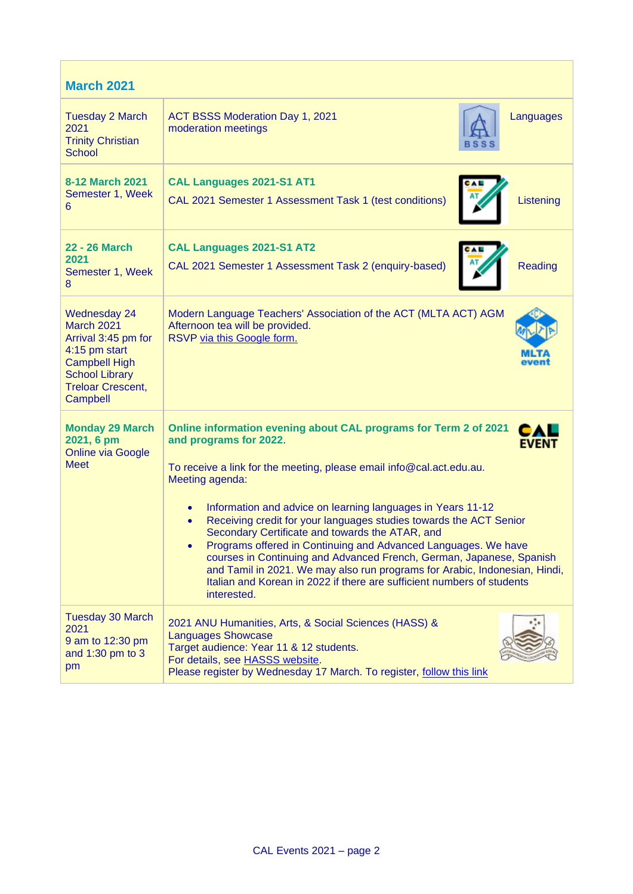| March 2021 | | |
|---|---|---|
| Tuesday 2 March 2021<br>Trinity Christian School | ACT BSSS Moderation Day 1, 2021<br>moderation meetings | Languages |
| **8-12 March 2021**<br>Semester 1, Week 6 | **CAL Languages 2021-S1 AT1**<br>CAL 2021 Semester 1 Assessment Task 1 (test conditions) | Listening |
| **22 - 26 March 2021**<br>Semester 1, Week 8 | **CAL Languages 2021-S1 AT2**<br>CAL 2021 Semester 1 Assessment Task 2 (enquiry-based) | Reading |
| Wednesday 24 March 2021<br>Arrival 3:45 pm for 4:15 pm start<br>Campbell High School Library<br>Treloar Crescent, Campbell | Modern Language Teachers' Association of the ACT (MLTA ACT) AGM<br>Afternoon tea will be provided.<br>RSVP via this Google form. | |
| **Monday 29 March 2021, 6 pm**<br>Online via Google Meet | **Online information evening about CAL programs for Term 2 of 2021 and programs for 2022.**<br><br>To receive a link for the meeting, please email info@cal.act.edu.au.<br>Meeting agenda:<br>• Information and advice on learning languages in Years 11-12<br>• Receiving credit for your languages studies towards the ACT Senior Secondary Certificate and towards the ATAR, and<br>• Programs offered in Continuing and Advanced Languages. We have courses in Continuing and Advanced French, German, Japanese, Spanish and Tamil in 2021. We may also run programs for Arabic, Indonesian, Hindi, Italian and Korean in 2022 if there are sufficient numbers of students interested. | |
| Tuesday 30 March 2021<br>9 am to 12:30 pm and 1:30 pm to 3 pm | 2021 ANU Humanities, Arts, & Social Sciences (HASS) & Languages Showcase<br>Target audience: Year 11 & 12 students.<br>For details, see HASSS website.<br>Please register by Wednesday 17 March. To register, follow this link | |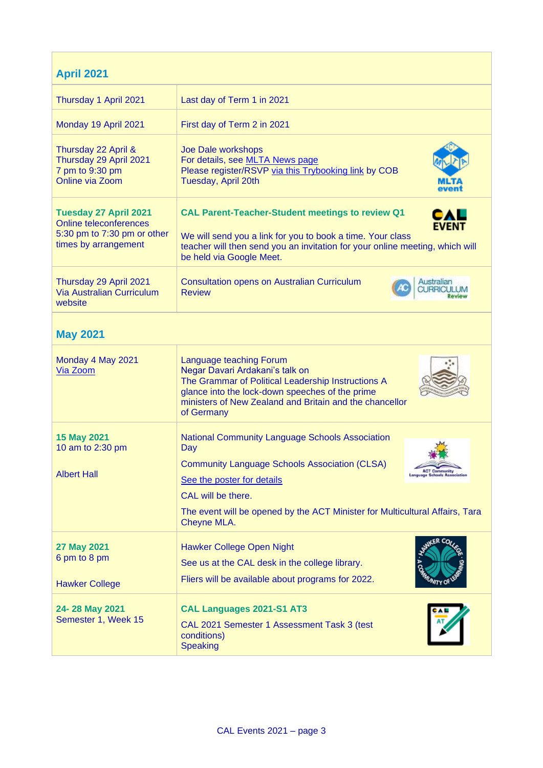| **April 2021** | |
|---|---|
| Thursday 1 April 2021 | Last day of Term 1 in 2021 |
| Monday 19 April 2021 | First day of Term 2 in 2021 |
| Thursday 22 April & Thursday 29 April 2021 7 pm to 9:30 pm Online via Zoom | Joe Dale workshops For details, see MLTA News page Please register/RSVP via this Trybooking link by COB Tuesday, April 20th |
| **Tuesday 27 April 2021** Online teleconferences 5:30 pm to 7:30 pm or other times by arrangement | **CAL Parent-Teacher-Student meetings to review Q1** We will send you a link for you to book a time. Your class teacher will then send you an invitation for your online meeting, which will be held via Google Meet. |
| Thursday 29 April 2021 Via Australian Curriculum website | Consultation opens on Australian Curriculum Review |
| **May 2021** | |
| Monday 4 May 2021 Via Zoom | Language teaching Forum Negar Davari Ardakani's talk on The Grammar of Political Leadership Instructions A glance into the lock-down speeches of the prime ministers of New Zealand and Britain and the chancellor of Germany |
| **15 May 2021** 10 am to 2:30 pm Albert Hall | National Community Language Schools Association Day Community Language Schools Association (CLSA) See the poster for details CAL will be there. The event will be opened by the ACT Minister for Multicultural Affairs, Tara Cheyne MLA. |
| **27 May 2021** 6 pm to 8 pm Hawker College | Hawker College Open Night See us at the CAL desk in the college library. Fliers will be available about programs for 2022. |
| **24- 28 May 2021** Semester 1, Week 15 | **CAL Languages 2021-S1 AT3** CAL 2021 Semester 1 Assessment Task 3 (test conditions) Speaking |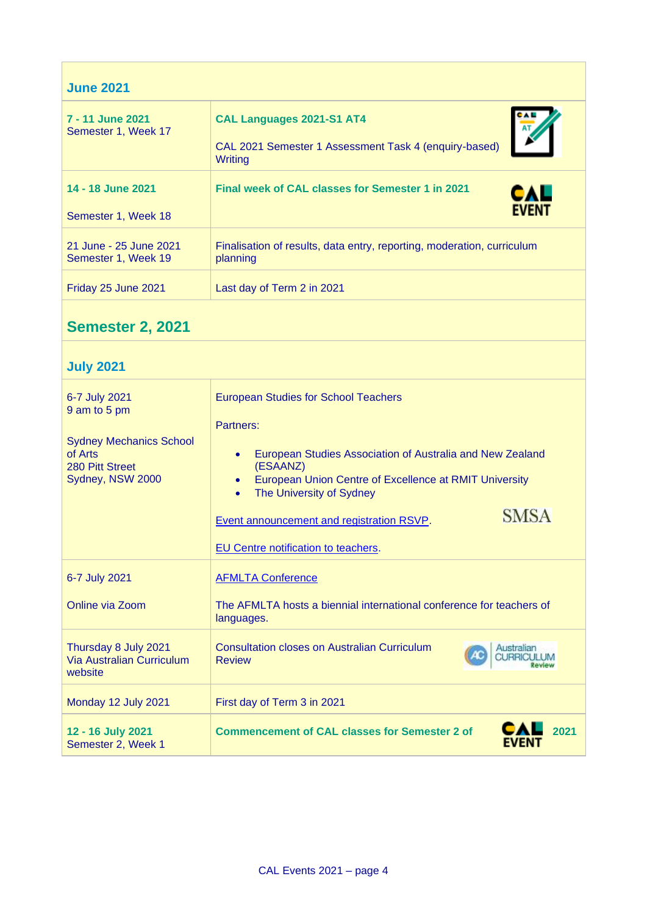## June 2021

| | |
|---|---|
| **7 - 11 June 2021**<br>Semester 1, Week 17 | **CAL Languages 2021-S1 AT4**<br><br>CAL 2021 Semester 1 Assessment Task 4 (enquiry-based) Writing |
| **14 - 18 June 2021**<br><br>Semester 1, Week 18 | **Final week of CAL classes for Semester 1 in 2021** |
| 21 June - 25 June 2021<br>Semester 1, Week 19 | Finalisation of results, data entry, reporting, moderation, curriculum planning |
| Friday 25 June 2021 | Last day of Term 2 in 2021 |

## Semester 2, 2021

## July 2021

| | |
|---|---|
| 6-7 July 2021<br>9 am to 5 pm<br><br>Sydney Mechanics School of Arts<br>280 Pitt Street<br>Sydney, NSW 2000 | European Studies for School Teachers<br><br>Partners:<br><br>• European Studies Association of Australia and New Zealand (ESAANZ)<br>• European Union Centre of Excellence at RMIT University<br>• The University of Sydney<br><br>Event announcement and registration RSVP.<br><br>EU Centre notification to teachers. |
| 6-7 July 2021<br><br>Online via Zoom | AFMLTA Conference<br><br>The AFMLTA hosts a biennial international conference for teachers of languages. |
| Thursday 8 July 2021<br>Via Australian Curriculum website | Consultation closes on Australian Curriculum Review |
| Monday 12 July 2021 | First day of Term 3 in 2021 |
| **12 - 16 July 2021**<br>Semester 2, Week 1 | **Commencement of CAL classes for Semester 2 of 2021** |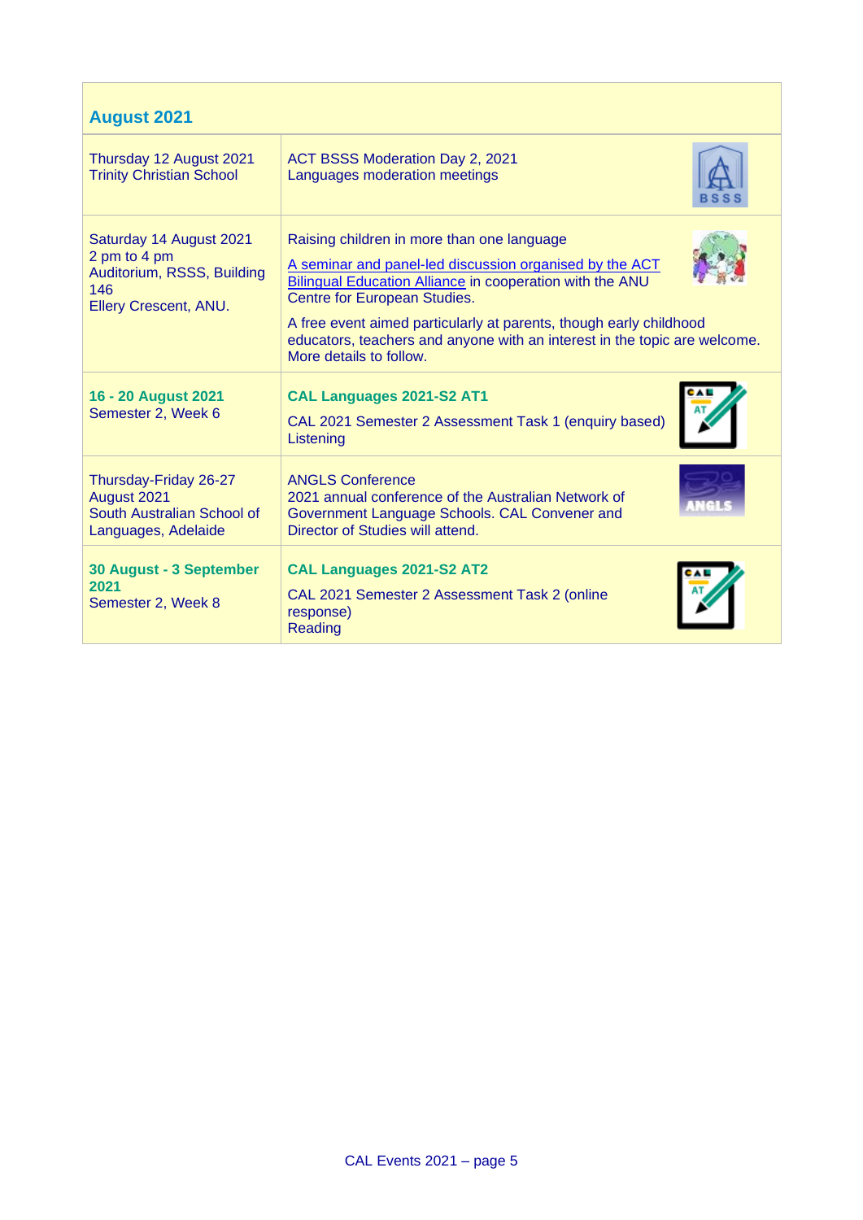| **August 2021** | |
|---|---|
| Thursday 12 August 2021<br>Trinity Christian School | ACT BSSS Moderation Day 2, 2021<br>Languages moderation meetings |
| Saturday 14 August 2021<br>2 pm to 4 pm<br>Auditorium, RSSS, Building 146<br>Ellery Crescent, ANU. | Raising children in more than one language<br><br>A seminar and panel-led discussion organised by the ACT Bilingual Education Alliance in cooperation with the ANU Centre for European Studies.<br><br>A free event aimed particularly at parents, though early childhood educators, teachers and anyone with an interest in the topic are welcome. More details to follow. |
| **16 - 20 August 2021**<br>Semester 2, Week 6 | **CAL Languages 2021-S2 AT1**<br><br>CAL 2021 Semester 2 Assessment Task 1 (enquiry based)<br>Listening |
| Thursday-Friday 26-27 August 2021<br>South Australian School of Languages, Adelaide | ANGLS Conference<br>2021 annual conference of the Australian Network of Government Language Schools. CAL Convener and Director of Studies will attend. |
| **30 August - 3 September 2021**<br>Semester 2, Week 8 | **CAL Languages 2021-S2 AT2**<br><br>CAL 2021 Semester 2 Assessment Task 2 (online response)<br>Reading |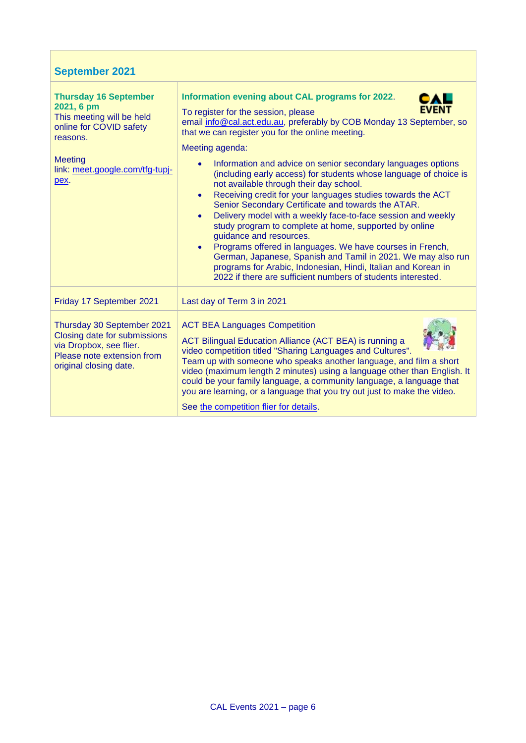## September 2021

| | |
|---|---|
| **Thursday 16 September 2021, 6 pm**<br>This meeting will be held online for COVID safety reasons.<br><br>Meeting link: meet.google.com/tfg-tupj-pex. | **Information evening about CAL programs for 2022.**<br>To register for the session, please email info@cal.act.edu.au, preferably by COB Monday 13 September, so that we can register you for the online meeting.<br>Meeting agenda:<br>• Information and advice on senior secondary languages options (including early access) for students whose language of choice is not available through their day school.<br>• Receiving credit for your languages studies towards the ACT Senior Secondary Certificate and towards the ATAR.<br>• Delivery model with a weekly face-to-face session and weekly study program to complete at home, supported by online guidance and resources.<br>• Programs offered in languages. We have courses in French, German, Japanese, Spanish and Tamil in 2021. We may also run programs for Arabic, Indonesian, Hindi, Italian and Korean in 2022 if there are sufficient numbers of students interested. |
| Friday 17 September 2021 | Last day of Term 3 in 2021 |
| Thursday 30 September 2021<br>Closing date for submissions via Dropbox, see flier.<br>Please note extension from original closing date. | ACT BEA Languages Competition<br>ACT Bilingual Education Alliance (ACT BEA) is running a video competition titled "Sharing Languages and Cultures". Team up with someone who speaks another language, and film a short video (maximum length 2 minutes) using a language other than English. It could be your family language, a community language, a language that you are learning, or a language that you try out just to make the video.<br>See the competition flier for details. |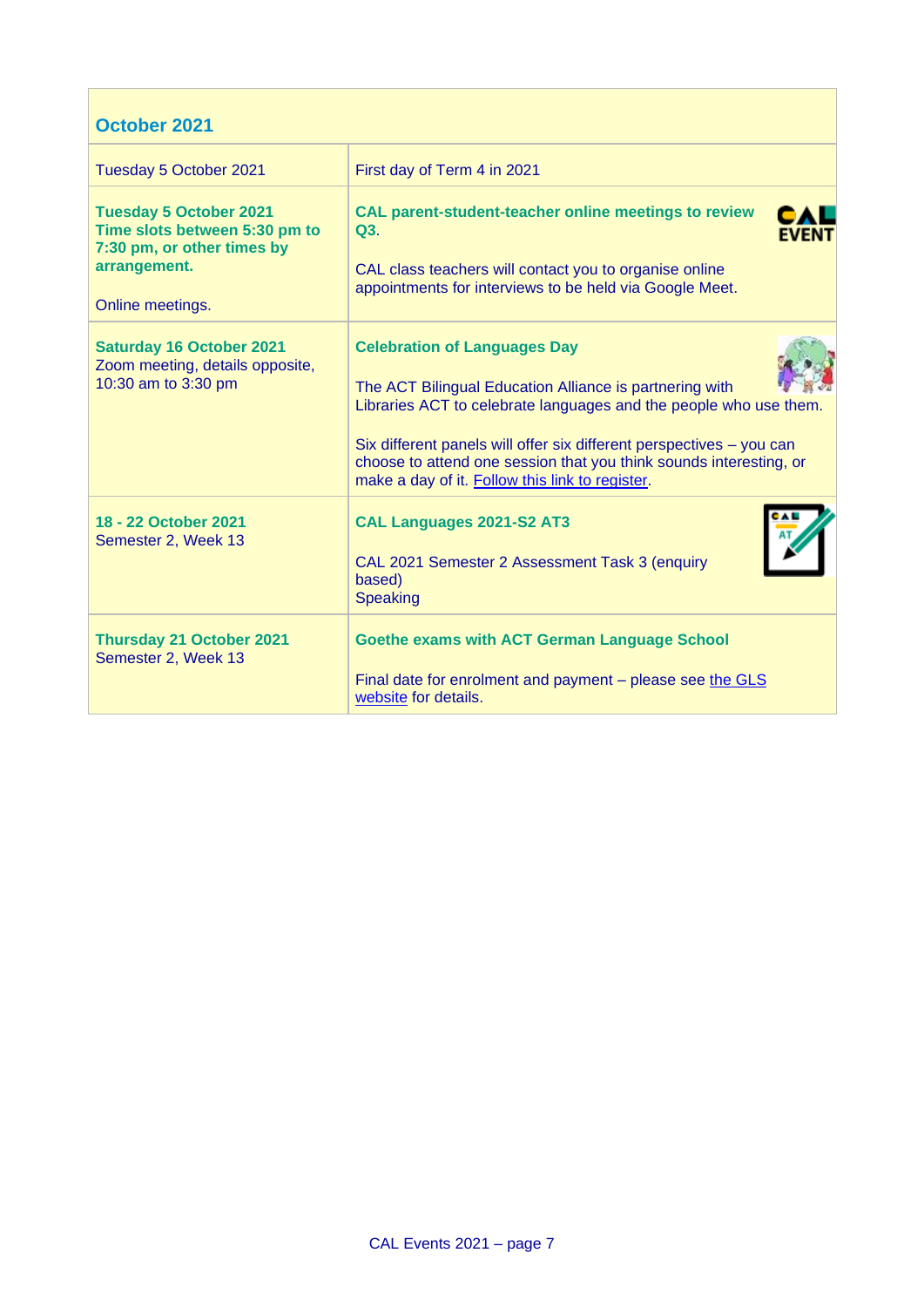## October 2021

| | |
|---|---|
| Tuesday 5 October 2021 | First day of Term 4 in 2021 |
| **Tuesday 5 October 2021**<br>**Time slots between 5:30 pm to 7:30 pm, or other times by arrangement.**<br><br>Online meetings. | **CAL parent-student-teacher online meetings to review Q3**.<br><br>CAL class teachers will contact you to organise online appointments for interviews to be held via Google Meet. |
| **Saturday 16 October 2021**<br>Zoom meeting, details opposite, 10:30 am to 3:30 pm | **Celebration of Languages Day**<br><br>The ACT Bilingual Education Alliance is partnering with Libraries ACT to celebrate languages and the people who use them.<br><br>Six different panels will offer six different perspectives – you can choose to attend one session that you think sounds interesting, or make a day of it. Follow this link to register. |
| **18 - 22 October 2021**<br>Semester 2, Week 13 | **CAL Languages 2021-S2 AT3**<br><br>CAL 2021 Semester 2 Assessment Task 3 (enquiry based)<br>Speaking |
| **Thursday 21 October 2021**<br>Semester 2, Week 13 | **Goethe exams with ACT German Language School**<br><br>Final date for enrolment and payment – please see the GLS website for details. |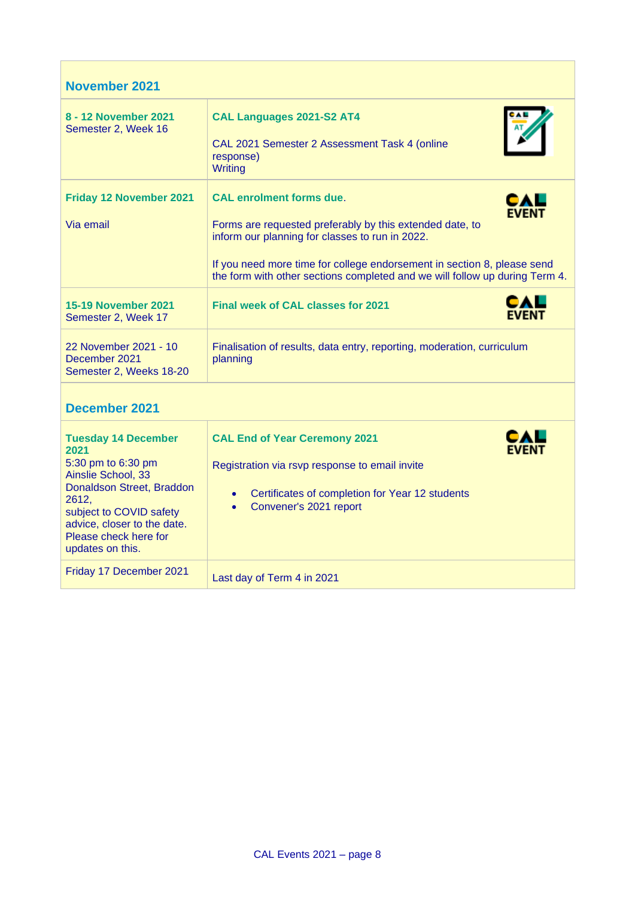| | |
|---|---|
| **November 2021** | |
| **8 - 12 November 2021**<br>Semester 2, Week 16 | **CAL Languages 2021-S2 AT4**<br><br>CAL 2021 Semester 2 Assessment Task 4 (online response)<br>Writing |
| **Friday 12 November 2021**<br><br>Via email | **CAL enrolment forms due**.<br><br>Forms are requested preferably by this extended date, to inform our planning for classes to run in 2022.<br><br>If you need more time for college endorsement in section 8, please send the form with other sections completed and we will follow up during Term 4. |
| **15-19 November 2021**<br>Semester 2, Week 17 | **Final week of CAL classes for 2021** |
| 22 November 2021 - 10 December 2021<br>Semester 2, Weeks 18-20 | Finalisation of results, data entry, reporting, moderation, curriculum planning |
| **December 2021** | |
| **Tuesday 14 December 2021**<br>5:30 pm to 6:30 pm<br>Ainslie School, 33 Donaldson Street, Braddon 2612,<br>subject to COVID safety advice, closer to the date. Please check here for updates on this. | **CAL End of Year Ceremony 2021**<br><br>Registration via rsvp response to email invite<br><br>• Certificates of completion for Year 12 students<br>• Convener's 2021 report |
| Friday 17 December 2021 | Last day of Term 4 in 2021 |